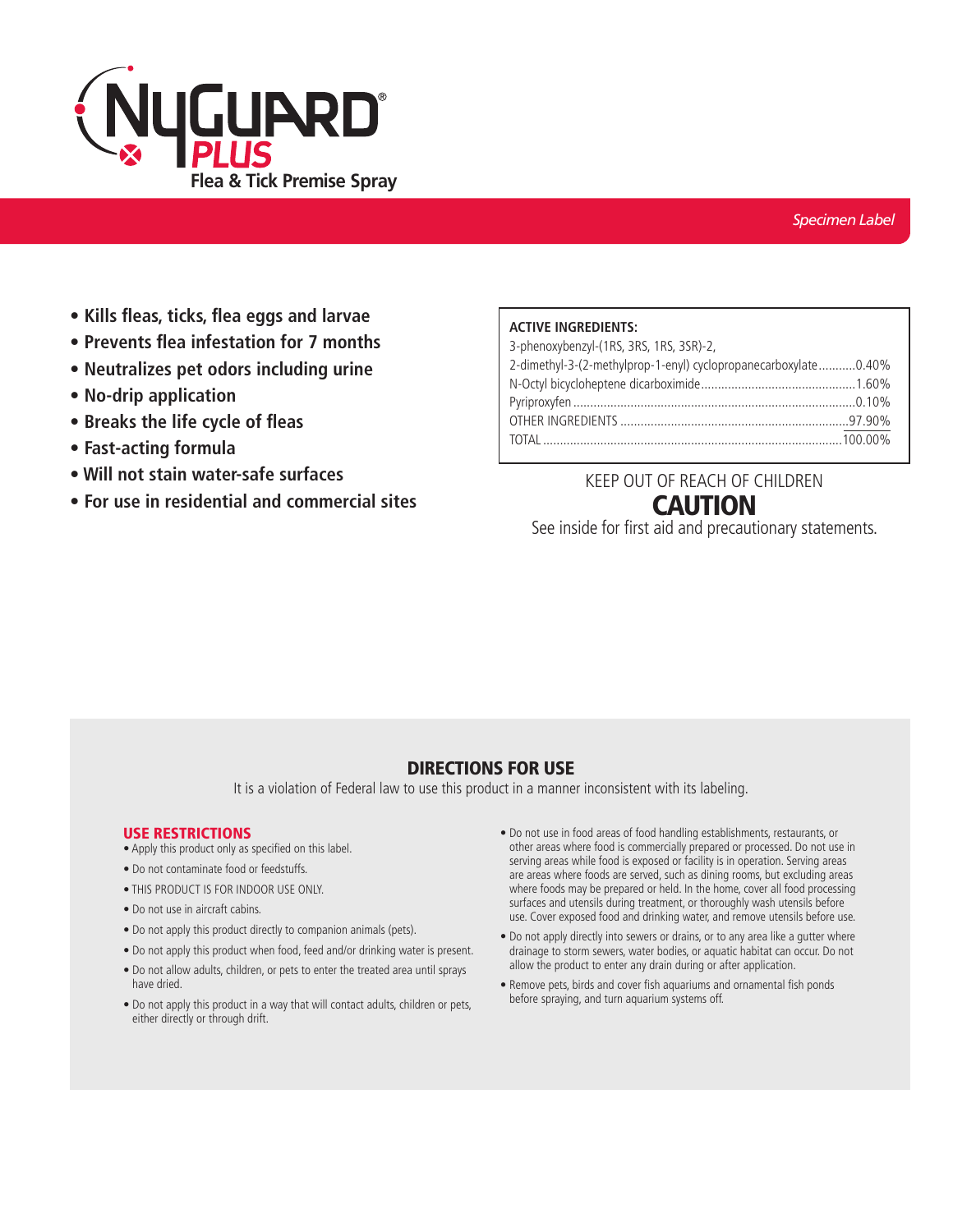# NyGUARD® PLUS

**Flea & Tick Premise Spray**

*Specimen Label*

- **Kills fleas, ticks, flea eggs and larvae**
- **Prevents flea infestation for 7 months**
- **Neutralizes pet odors including urine**
- **No-drip application**
- **Breaks the life cycle of fleas**
- **Fast-acting formula**
- **Will not stain water-safe surfaces**
- **For use in residential and commercial sites**

| **ACTIVE INGREDIENTS:** | |
|---|---|
| 3-phenoxybenzyl-(1RS, 3RS, 1RS, 3SR)-2, 2-dimethyl-3-(2-methylprop-1-enyl) cyclopropanecarboxylate | 0.40% |
| N-Octyl bicycloheptene dicarboximide | 1.60% |
| Pyriproxyfen | 0.10% |
| OTHER INGREDIENTS | 97.90% |
| TOTAL | 100.00% |

KEEP OUT OF REACH OF CHILDREN

**CAUTION**

See inside for first aid and precautionary statements.

## DIRECTIONS FOR USE

It is a violation of Federal law to use this product in a manner inconsistent with its labeling.

### USE RESTRICTIONS

- Apply this product only as specified on this label.
- Do not contaminate food or feedstuffs.
- THIS PRODUCT IS FOR INDOOR USE ONLY.
- Do not use in aircraft cabins.
- Do not apply this product directly to companion animals (pets).
- Do not apply this product when food, feed and/or drinking water is present.
- Do not allow adults, children, or pets to enter the treated area until sprays have dried.
- Do not apply this product in a way that will contact adults, children or pets, either directly or through drift.
- Do not use in food areas of food handling establishments, restaurants, or other areas where food is commercially prepared or processed. Do not use in serving areas while food is exposed or facility is in operation. Serving areas are areas where foods are served, such as dining rooms, but excluding areas where foods may be prepared or held. In the home, cover all food processing surfaces and utensils during treatment, or thoroughly wash utensils before use. Cover exposed food and drinking water, and remove utensils before use.
- Do not apply directly into sewers or drains, or to any area like a gutter where drainage to storm sewers, water bodies, or aquatic habitat can occur. Do not allow the product to enter any drain during or after application.
- Remove pets, birds and cover fish aquariums and ornamental fish ponds before spraying, and turn aquarium systems off.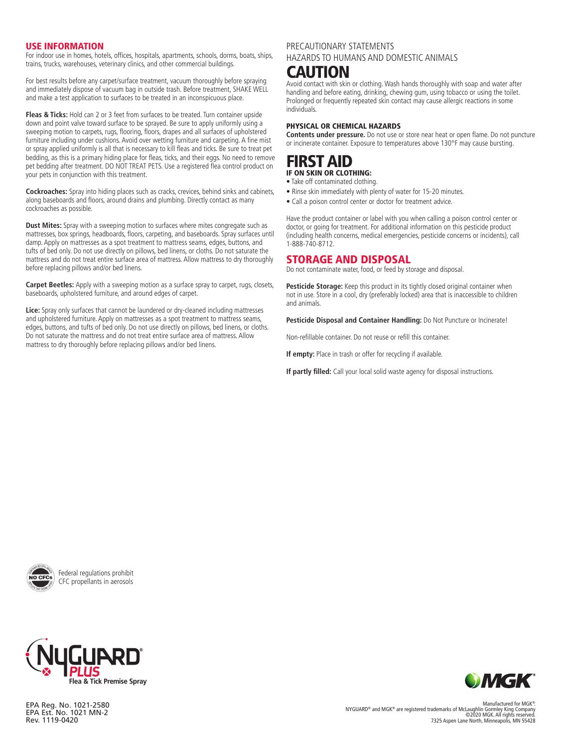## USE INFORMATION

For indoor use in homes, hotels, offices, hospitals, apartments, schools, dorms, boats, ships, trains, trucks, warehouses, veterinary clinics, and other commercial buildings.

For best results before any carpet/surface treatment, vacuum thoroughly before spraying and immediately dispose of vacuum bag in outside trash. Before treatment, SHAKE WELL and make a test application to surfaces to be treated in an inconspicuous place.

**Fleas & Ticks:** Hold can 2 or 3 feet from surfaces to be treated. Turn container upside down and point valve toward surface to be sprayed. Be sure to apply uniformly using a sweeping motion to carpets, rugs, flooring, floors, drapes and all surfaces of upholstered furniture including under cushions. Avoid over wetting furniture and carpeting. A fine mist or spray applied uniformly is all that is necessary to kill fleas and ticks. Be sure to treat pet bedding, as this is a primary hiding place for fleas, ticks, and their eggs. No need to remove pet bedding after treatment. DO NOT TREAT PETS. Use a registered flea control product on your pets in conjunction with this treatment.

**Cockroaches:** Spray into hiding places such as cracks, crevices, behind sinks and cabinets, along baseboards and floors, around drains and plumbing. Directly contact as many cockroaches as possible.

**Dust Mites:** Spray with a sweeping motion to surfaces where mites congregate such as mattresses, box springs, headboards, floors, carpeting, and baseboards. Spray surfaces until damp. Apply on mattresses as a spot treatment to mattress seams, edges, buttons, and tufts of bed only. Do not use directly on pillows, bed linens, or cloths. Do not saturate the mattress and do not treat entire surface area of mattress. Allow mattress to dry thoroughly before replacing pillows and/or bed linens.

**Carpet Beetles:** Apply with a sweeping motion as a surface spray to carpet, rugs, closets, baseboards, upholstered furniture, and around edges of carpet.

**Lice:** Spray only surfaces that cannot be laundered or dry-cleaned including mattresses and upholstered furniture. Apply on mattresses as a spot treatment to mattress seams, edges, buttons, and tufts of bed only. Do not use directly on pillows, bed linens, or cloths. Do not saturate the mattress and do not treat entire surface area of mattress. Allow mattress to dry thoroughly before replacing pillows and/or bed linens.

PRECAUTIONARY STATEMENTS
HAZARDS TO HUMANS AND DOMESTIC ANIMALS

## CAUTION

Avoid contact with skin or clothing. Wash hands thoroughly with soap and water after handling and before eating, drinking, chewing gum, using tobacco or using the toilet. Prolonged or frequently repeated skin contact may cause allergic reactions in some individuals.

### PHYSICAL OR CHEMICAL HAZARDS

**Contents under pressure.** Do not use or store near heat or open flame. Do not puncture or incinerate container. Exposure to temperatures above 130°F may cause bursting.

## FIRST AID

### IF ON SKIN OR CLOTHING:

- Take off contaminated clothing.
- Rinse skin immediately with plenty of water for 15-20 minutes.
- Call a poison control center or doctor for treatment advice.

Have the product container or label with you when calling a poison control center or doctor, or going for treatment. For additional information on this pesticide product (including health concerns, medical emergencies, pesticide concerns or incidents), call 1-888-740-8712.

## STORAGE AND DISPOSAL

Do not contaminate water, food, or feed by storage and disposal.

**Pesticide Storage:** Keep this product in its tightly closed original container when not in use. Store in a cool, dry (preferably locked) area that is inaccessible to children and animals.

**Pesticide Disposal and Container Handling:** Do Not Puncture or Incinerate!

Non-refillable container. Do not reuse or refill this container.

**If empty:** Place in trash or offer for recycling if available.

**If partly filled:** Call your local solid waste agency for disposal instructions.

NO CFCs — Federal regulations prohibit CFC propellants in aerosols

NYGUARD® PLUS
Flea & Tick Premise Spray

EPA Reg. No. 1021-2580
EPA Est. No. 1021 MN-2
Rev. 1119-0420

MGK®

Manufactured for MGK®.
NYGUARD® and MGK® are registered trademarks of McLaughlin Gormley King Company
©2020 MGK. All rights reserved.
7325 Aspen Lane North, Minneapolis, MN 55428